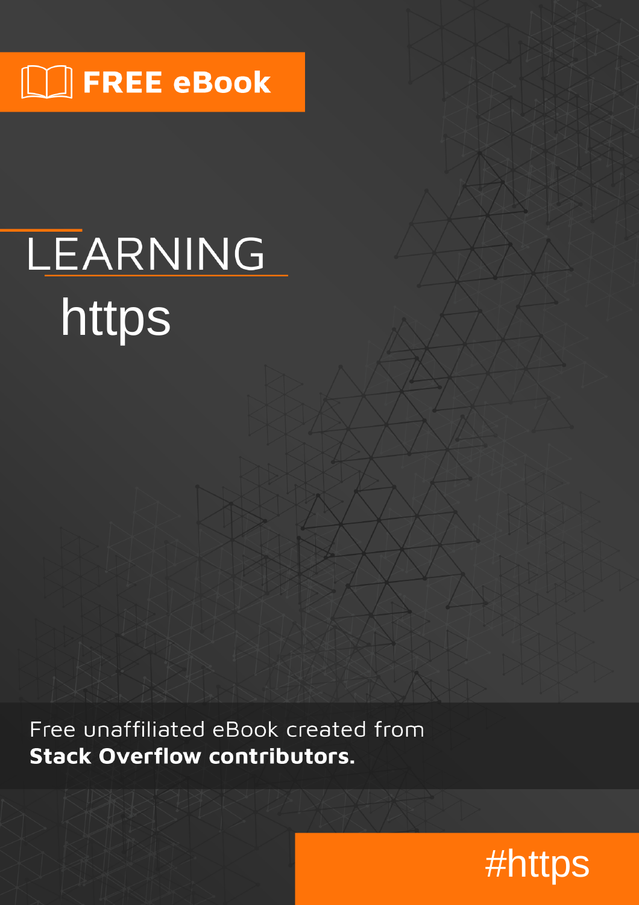FREE eBook

# LEARNING https

Free unaffiliated eBook created from **Stack Overflow contributors.**

#https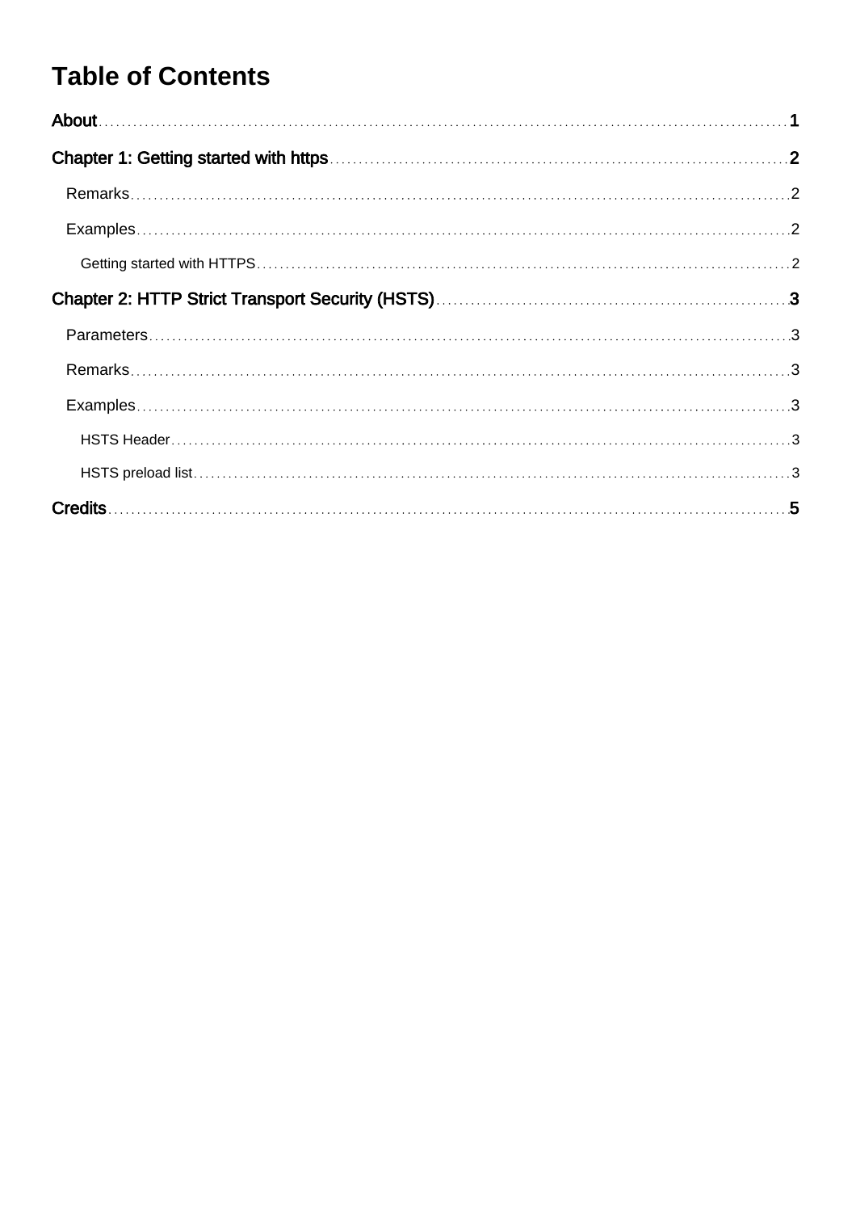# Table of Contents

About ... 1

Chapter 1: Getting started with https ... 2

- Remarks ... 2
- Examples ... 2
  - Getting started with HTTPS ... 2

Chapter 2: HTTP Strict Transport Security (HSTS) ... 3

- Parameters ... 3
- Remarks ... 3
- Examples ... 3
  - HSTS Header ... 3
  - HSTS preload list ... 3

Credits ... 5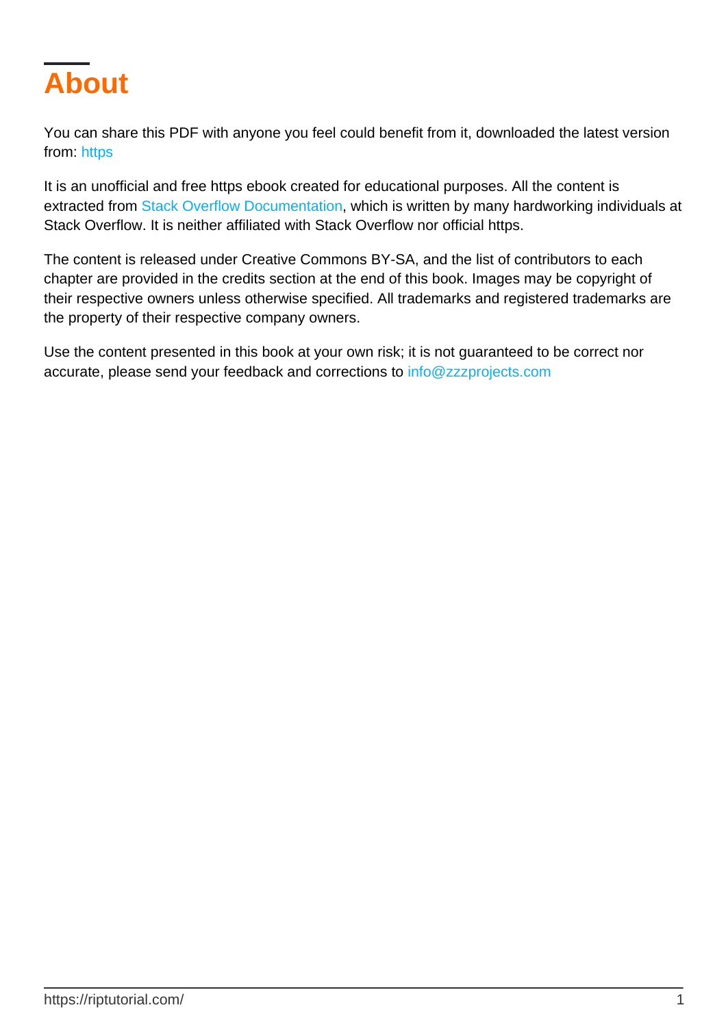# About

You can share this PDF with anyone you feel could benefit from it, downloaded the latest version from: https

It is an unofficial and free https ebook created for educational purposes. All the content is extracted from Stack Overflow Documentation, which is written by many hardworking individuals at Stack Overflow. It is neither affiliated with Stack Overflow nor official https.

The content is released under Creative Commons BY-SA, and the list of contributors to each chapter are provided in the credits section at the end of this book. Images may be copyright of their respective owners unless otherwise specified. All trademarks and registered trademarks are the property of their respective company owners.

Use the content presented in this book at your own risk; it is not guaranteed to be correct nor accurate, please send your feedback and corrections to info@zzzprojects.com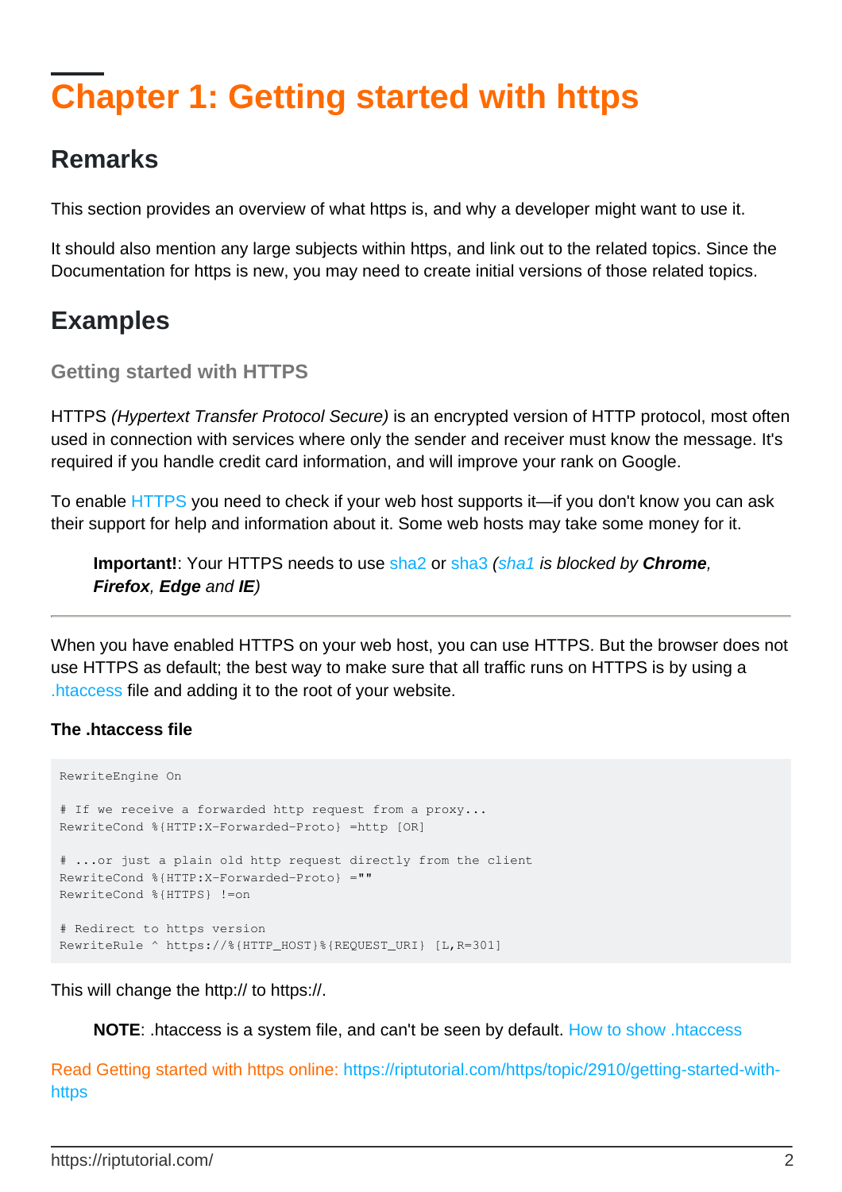# Chapter 1: Getting started with https

## Remarks

This section provides an overview of what https is, and why a developer might want to use it.

It should also mention any large subjects within https, and link out to the related topics. Since the Documentation for https is new, you may need to create initial versions of those related topics.

## Examples

### Getting started with HTTPS

HTTPS *(Hypertext Transfer Protocol Secure)* is an encrypted version of HTTP protocol, most often used in connection with services where only the sender and receiver must know the message. It's required if you handle credit card information, and will improve your rank on Google.

To enable HTTPS you need to check if your web host supports it—if you don't know you can ask their support for help and information about it. Some web hosts may take some money for it.

> **Important!**: Your HTTPS needs to use sha2 or sha3 *(sha1 is blocked by **Chrome**, **Firefox**, **Edge** and **IE**)*

---

When you have enabled HTTPS on your web host, you can use HTTPS. But the browser does not use HTTPS as default; the best way to make sure that all traffic runs on HTTPS is by using a .htaccess file and adding it to the root of your website.

**The .htaccess file**

```
RewriteEngine On

# If we receive a forwarded http request from a proxy...
RewriteCond %{HTTP:X-Forwarded-Proto} =http [OR]

# ...or just a plain old http request directly from the client
RewriteCond %{HTTP:X-Forwarded-Proto} =""
RewriteCond %{HTTPS} !=on

# Redirect to https version
RewriteRule ^ https://%{HTTP_HOST}%{REQUEST_URI} [L,R=301]
```

This will change the http:// to https://.

> **NOTE**: .htaccess is a system file, and can't be seen by default. How to show .htaccess

Read Getting started with https online: https://riptutorial.com/https/topic/2910/getting-started-with-https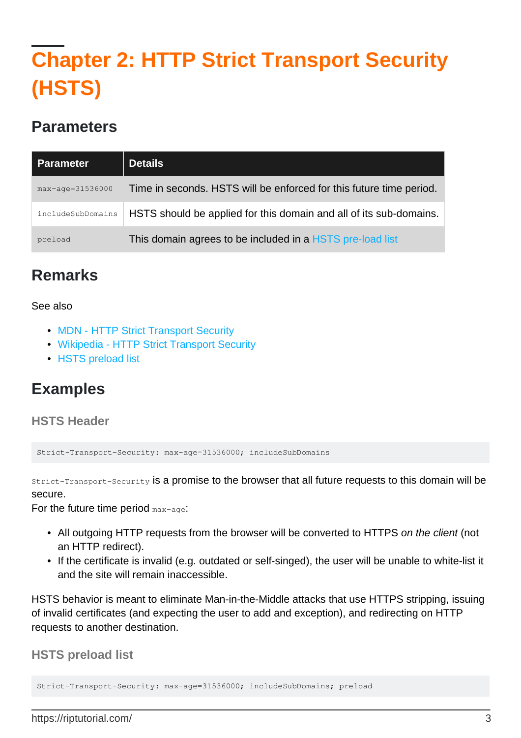# Chapter 2: HTTP Strict Transport Security (HSTS)

## Parameters

| Parameter | Details |
|---|---|
| `max-age=31536000` | Time in seconds. HSTS will be enforced for this future time period. |
| `includeSubDomains` | HSTS should be applied for this domain and all of its sub-domains. |
| `preload` | This domain agrees to be included in a HSTS pre-load list |

## Remarks

See also

- MDN - HTTP Strict Transport Security
- Wikipedia - HTTP Strict Transport Security
- HSTS preload list

## Examples

### HSTS Header

```
Strict-Transport-Security: max-age=31536000; includeSubDomains
```

`Strict-Transport-Security` is a promise to the browser that all future requests to this domain will be secure.
For the future time period `max-age`:

- All outgoing HTTP requests from the browser will be converted to HTTPS *on the client* (not an HTTP redirect).
- If the certificate is invalid (e.g. outdated or self-singed), the user will be unable to white-list it and the site will remain inaccessible.

HSTS behavior is meant to eliminate Man-in-the-Middle attacks that use HTTPS stripping, issuing of invalid certificates (and expecting the user to add and exception), and redirecting on HTTP requests to another destination.

### HSTS preload list

```
Strict-Transport-Security: max-age=31536000; includeSubDomains; preload
```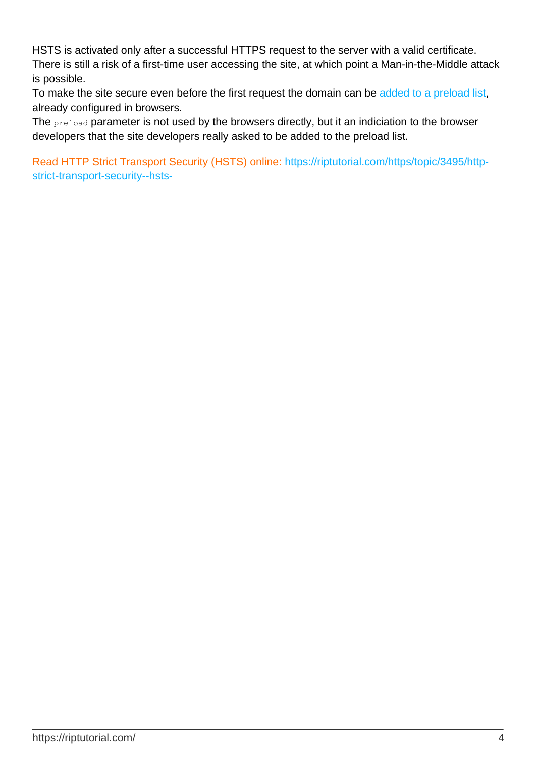HSTS is activated only after a successful HTTPS request to the server with a valid certificate. There is still a risk of a first-time user accessing the site, at which point a Man-in-the-Middle attack is possible.
To make the site secure even before the first request the domain can be added to a preload list, already configured in browsers.
The `preload` parameter is not used by the browsers directly, but it an indiciation to the browser developers that the site developers really asked to be added to the preload list.

Read HTTP Strict Transport Security (HSTS) online: https://riptutorial.com/https/topic/3495/http-strict-transport-security--hsts-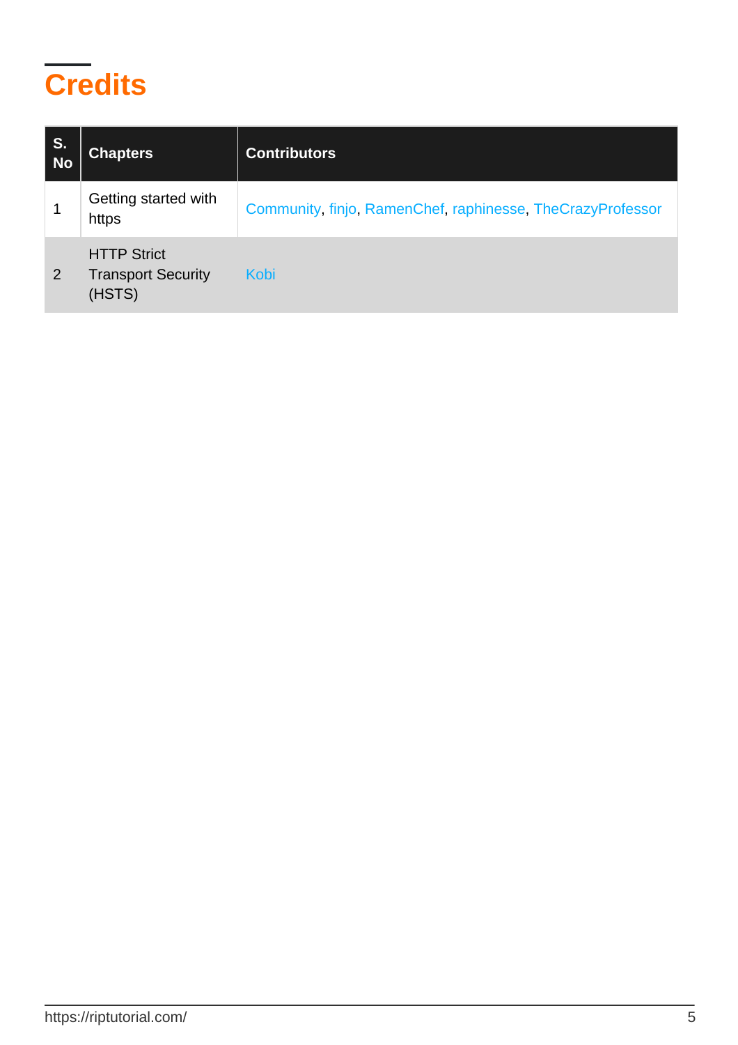# Credits

| S. No | Chapters | Contributors |
|---|---|---|
| 1 | Getting started with https | Community, finjo, RamenChef, raphinesse, TheCrazyProfessor |
| 2 | HTTP Strict Transport Security (HSTS) | Kobi |